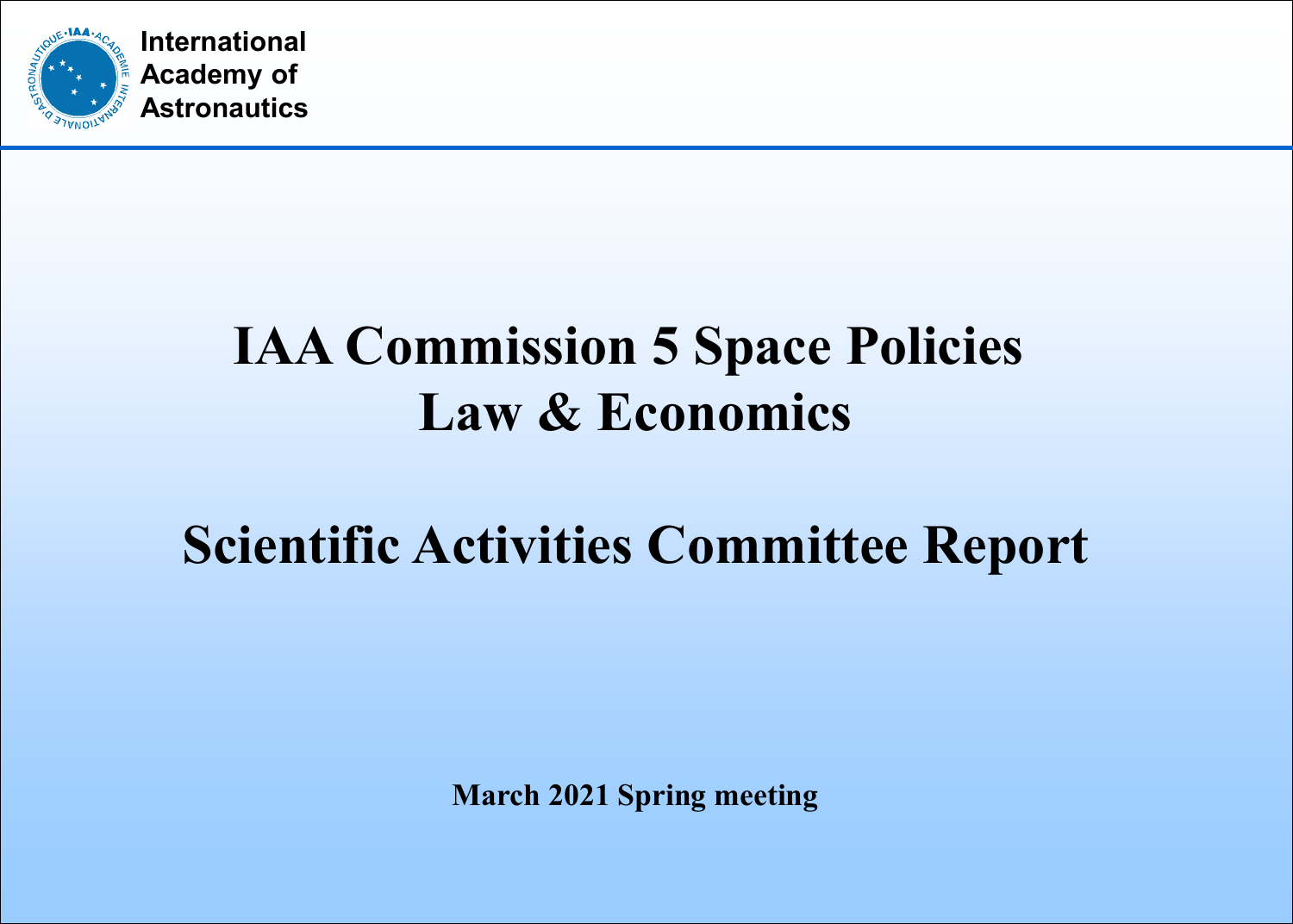International Academy of Astronautics

# IAA Commission 5 Space Policies Law & Economics

# Scientific Activities Committee Report

**March 2021 Spring meeting**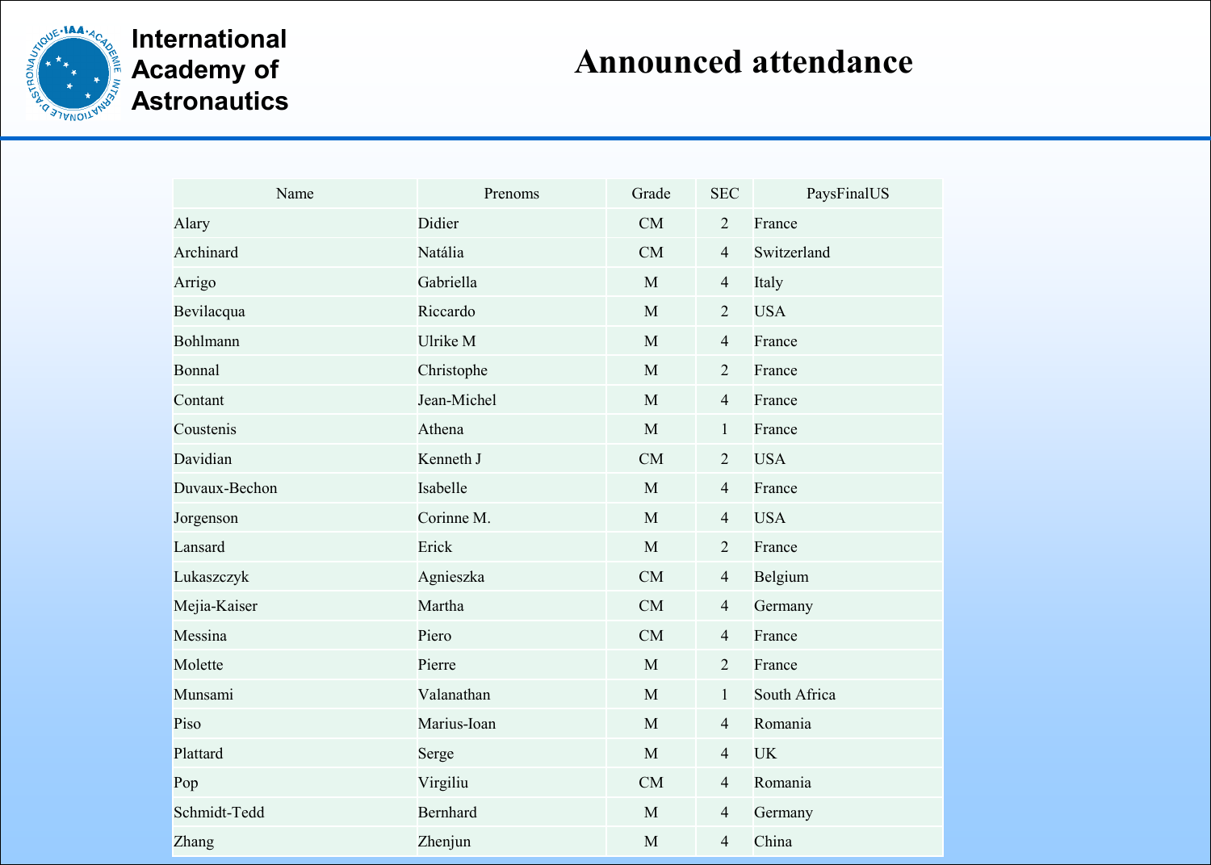International Academy of Astronautics

# Announced attendance

| Name | Prenoms | Grade | SEC | PaysFinalUS |
|---|---|---|---|---|
| Alary | Didier | CM | 2 | France |
| Archinard | Natália | CM | 4 | Switzerland |
| Arrigo | Gabriella | M | 4 | Italy |
| Bevilacqua | Riccardo | M | 2 | USA |
| Bohlmann | Ulrike M | M | 4 | France |
| Bonnal | Christophe | M | 2 | France |
| Contant | Jean-Michel | M | 4 | France |
| Coustenis | Athena | M | 1 | France |
| Davidian | Kenneth J | CM | 2 | USA |
| Duvaux-Bechon | Isabelle | M | 4 | France |
| Jorgenson | Corinne M. | M | 4 | USA |
| Lansard | Erick | M | 2 | France |
| Lukaszczyk | Agnieszka | CM | 4 | Belgium |
| Mejia-Kaiser | Martha | CM | 4 | Germany |
| Messina | Piero | CM | 4 | France |
| Molette | Pierre | M | 2 | France |
| Munsami | Valanathan | M | 1 | South Africa |
| Piso | Marius-Ioan | M | 4 | Romania |
| Plattard | Serge | M | 4 | UK |
| Pop | Virgiliu | CM | 4 | Romania |
| Schmidt-Tedd | Bernhard | M | 4 | Germany |
| Zhang | Zhenjun | M | 4 | China |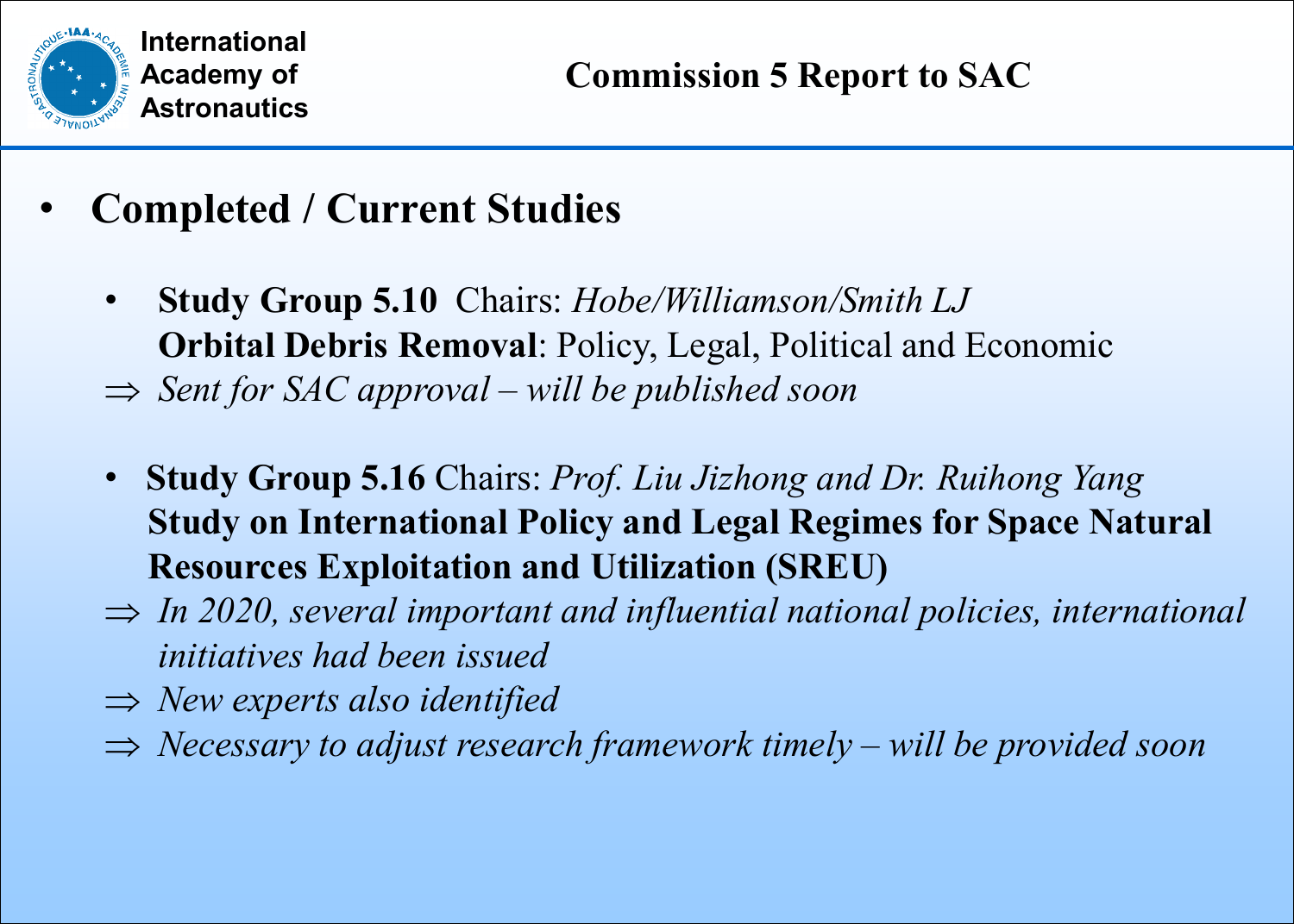# Commission 5 Report to SAC

- **Completed / Current Studies**

  - **Study Group 5.10** Chairs: *Hobe/Williamson/Smith LJ*
    **Orbital Debris Removal**: Policy, Legal, Political and Economic

    ⇒ *Sent for SAC approval – will be published soon*

  - **Study Group 5.16** Chairs: *Prof. Liu Jizhong and Dr. Ruihong Yang*
    **Study on International Policy and Legal Regimes for Space Natural Resources Exploitation and Utilization (SREU)**

    ⇒ *In 2020, several important and influential national policies, international initiatives had been issued*

    ⇒ *New experts also identified*

    ⇒ *Necessary to adjust research framework timely – will be provided soon*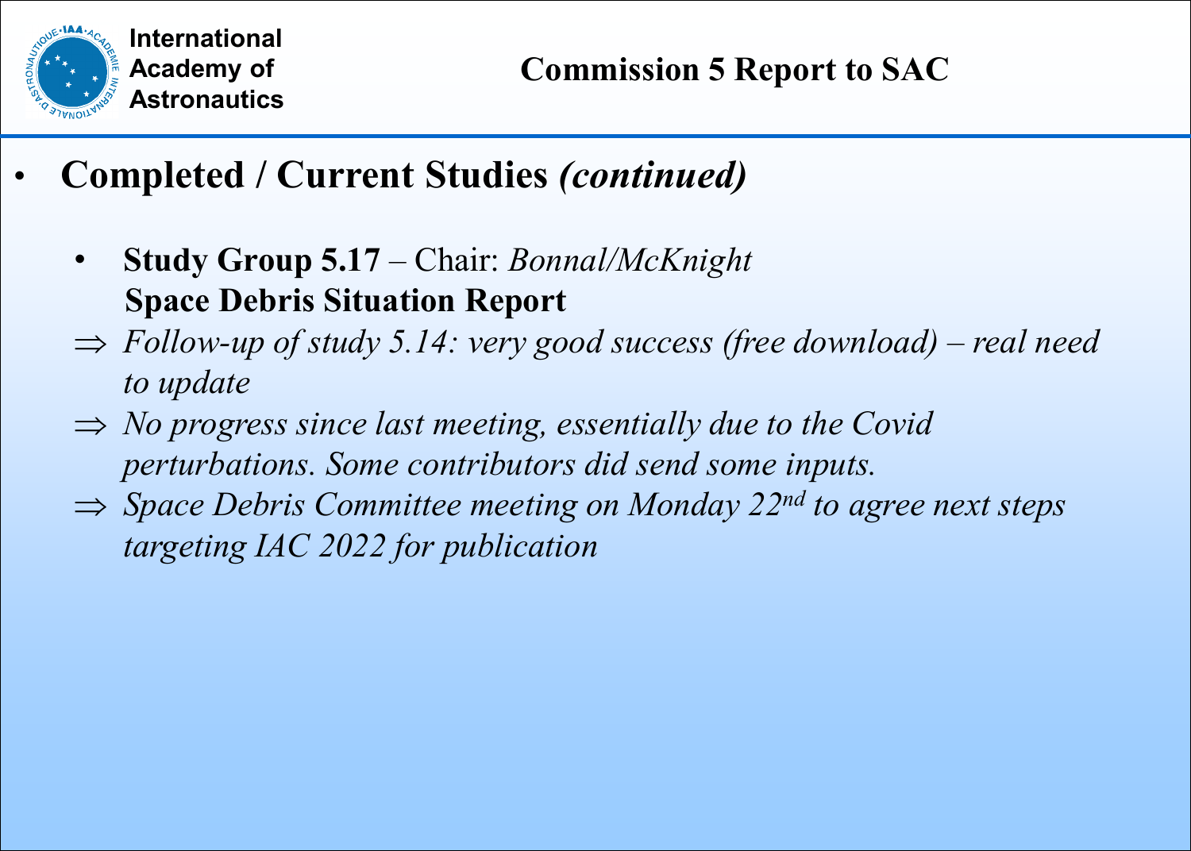# Commission 5 Report to SAC

- **Completed / Current Studies** ***(continued)***

  - **Study Group 5.17** – Chair: *Bonnal/McKnight*
    **Space Debris Situation Report**

  ⇒ *Follow-up of study 5.14: very good success (free download) – real need to update*

  ⇒ *No progress since last meeting, essentially due to the Covid perturbations. Some contributors did send some inputs.*

  ⇒ *Space Debris Committee meeting on Monday 22nd to agree next steps targeting IAC 2022 for publication*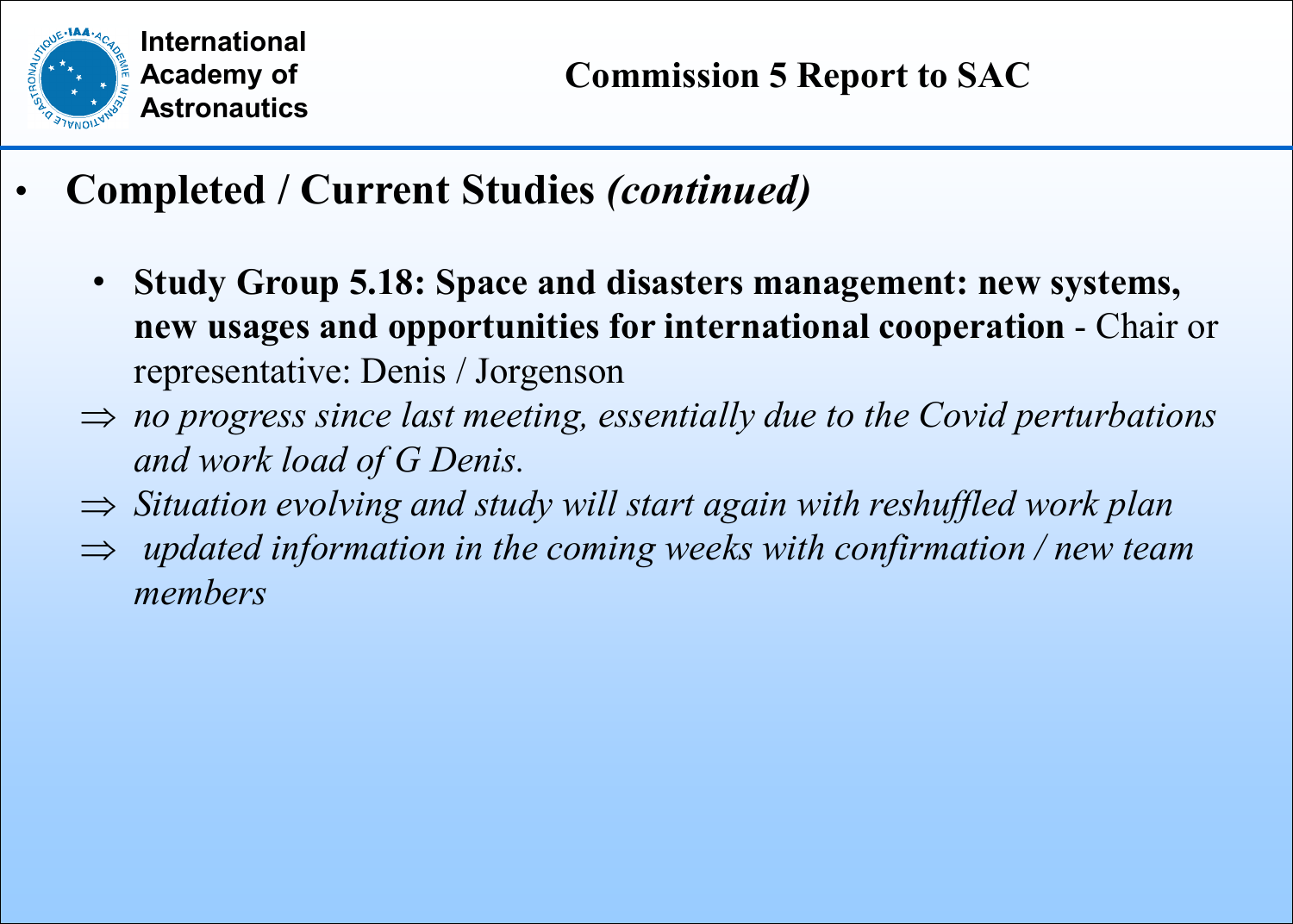- **Completed / Current Studies *(continued)***

  - **Study Group 5.18: Space and disasters management: new systems, new usages and opportunities for international cooperation** - Chair or representative: Denis / Jorgenson

⇒ *no progress since last meeting, essentially due to the Covid perturbations and work load of G Denis.*

⇒ *Situation evolving and study will start again with reshuffled work plan*

⇒ *updated information in the coming weeks with confirmation / new team members*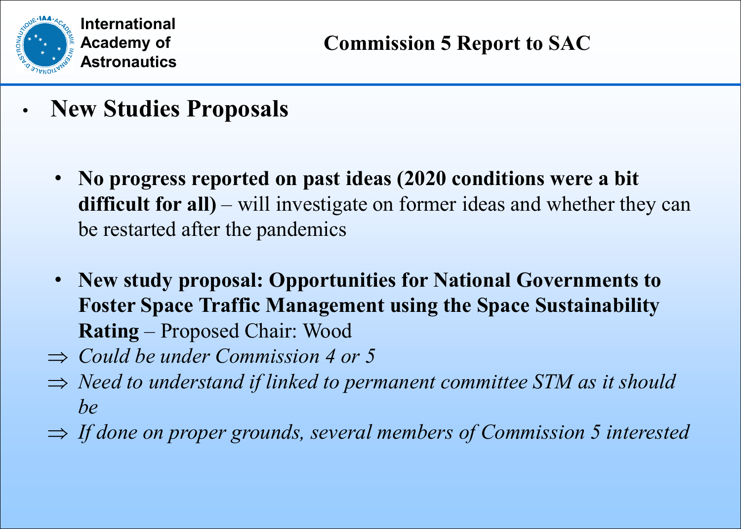# Commission 5 Report to SAC

- **New Studies Proposals**

  - **No progress reported on past ideas (2020 conditions were a bit difficult for all)** – will investigate on former ideas and whether they can be restarted after the pandemics

  - **New study proposal: Opportunities for National Governments to Foster Space Traffic Management using the Space Sustainability Rating** – Proposed Chair: Wood

  ⇒ *Could be under Commission 4 or 5*

  ⇒ *Need to understand if linked to permanent committee STM as it should be*

  ⇒ *If done on proper grounds, several members of Commission 5 interested*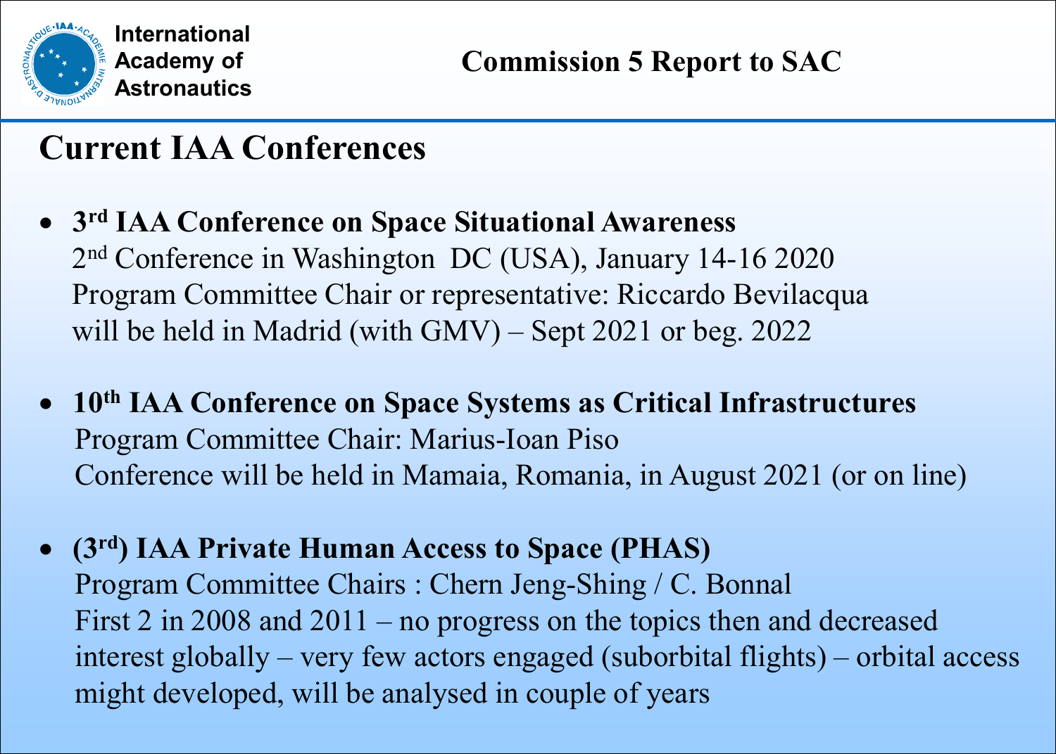International Academy of Astronautics

# Commission 5 Report to SAC

## Current IAA Conferences

- **3rd IAA Conference on Space Situational Awareness**
  2nd Conference in Washington DC (USA), January 14-16 2020
  Program Committee Chair or representative: Riccardo Bevilacqua
  will be held in Madrid (with GMV) – Sept 2021 or beg. 2022

- **10th IAA Conference on Space Systems as Critical Infrastructures**
  Program Committee Chair: Marius-Ioan Piso
  Conference will be held in Mamaia, Romania, in August 2021 (or on line)

- **(3rd) IAA Private Human Access to Space (PHAS)**
  Program Committee Chairs : Chern Jeng-Shing / C. Bonnal
  First 2 in 2008 and 2011 – no progress on the topics then and decreased interest globally – very few actors engaged (suborbital flights) – orbital access might developed, will be analysed in couple of years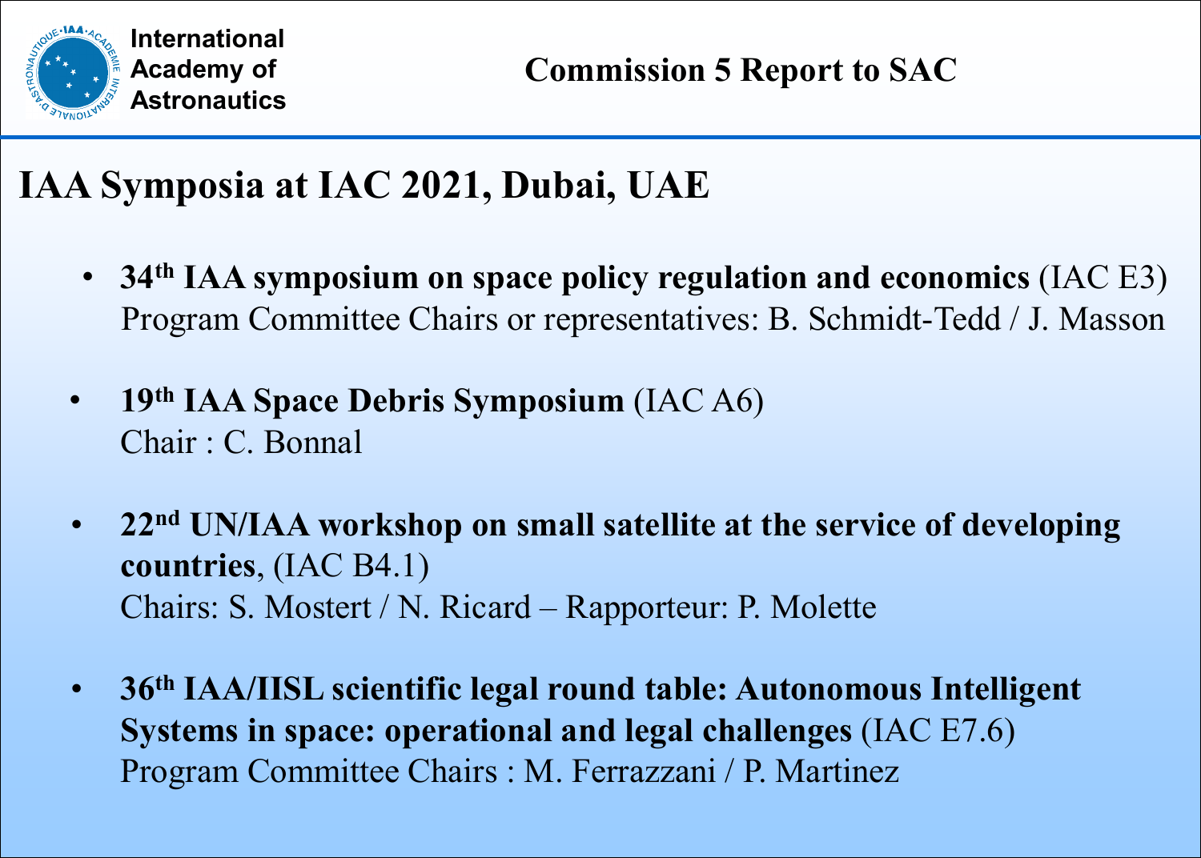# IAA Symposia at IAC 2021, Dubai, UAE

- **34th IAA symposium on space policy regulation and economics** (IAC E3)
  Program Committee Chairs or representatives: B. Schmidt-Tedd / J. Masson
- **19th IAA Space Debris Symposium** (IAC A6)
  Chair : C. Bonnal
- **22nd UN/IAA workshop on small satellite at the service of developing countries**, (IAC B4.1)
  Chairs: S. Mostert / N. Ricard – Rapporteur: P. Molette
- **36th IAA/IISL scientific legal round table: Autonomous Intelligent Systems in space: operational and legal challenges** (IAC E7.6)
  Program Committee Chairs : M. Ferrazzani / P. Martinez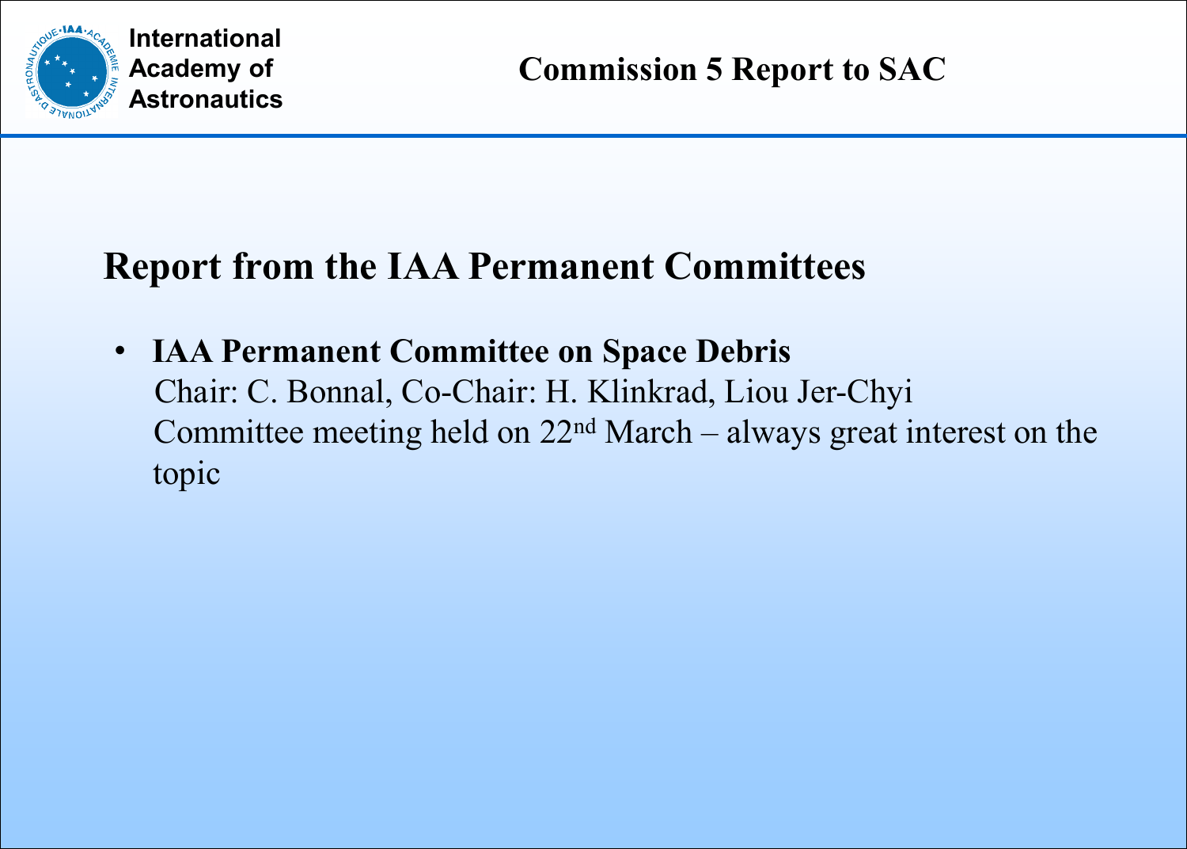# Commission 5 Report to SAC

## Report from the IAA Permanent Committees

- **IAA Permanent Committee on Space Debris**
  Chair: C. Bonnal, Co-Chair: H. Klinkrad, Liou Jer-Chyi
  Committee meeting held on 22nd March – always great interest on the topic